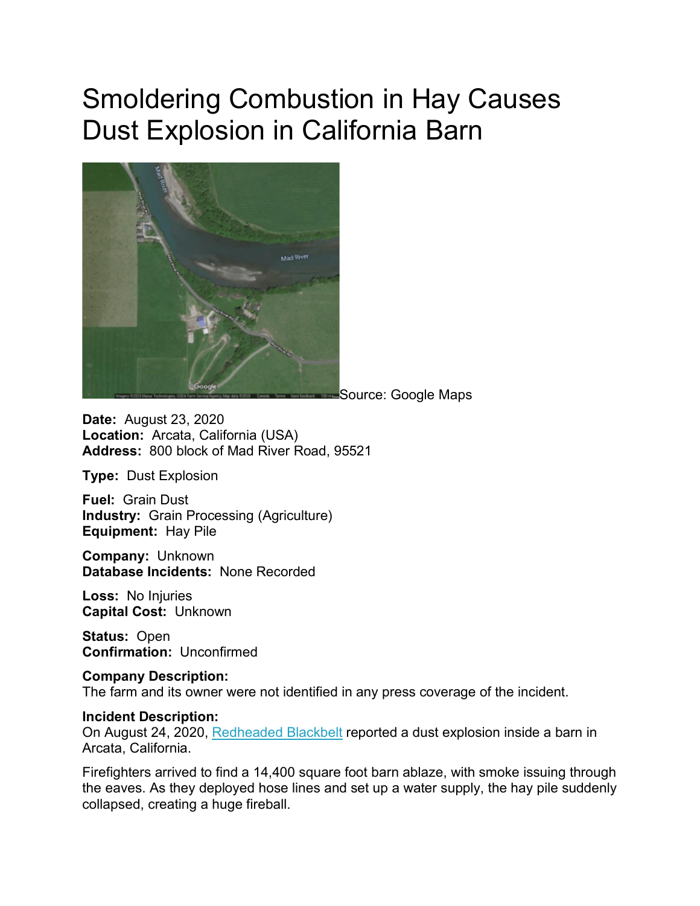# Smoldering Combustion in Hay Causes Dust Explosion in California Barn

Source: Google Maps

**Date:** August 23, 2020
**Location:** Arcata, California (USA)
**Address:** 800 block of Mad River Road, 95521

**Type:** Dust Explosion

**Fuel:** Grain Dust
**Industry:** Grain Processing (Agriculture)
**Equipment:** Hay Pile

**Company:** Unknown
**Database Incidents:** None Recorded

**Loss:** No Injuries
**Capital Cost:** Unknown

**Status:** Open
**Confirmation:** Unconfirmed

**Company Description:**
The farm and its owner were not identified in any press coverage of the incident.

**Incident Description:**
On August 24, 2020, Redheaded Blackbelt reported a dust explosion inside a barn in Arcata, California.

Firefighters arrived to find a 14,400 square foot barn ablaze, with smoke issuing through the eaves. As they deployed hose lines and set up a water supply, the hay pile suddenly collapsed, creating a huge fireball.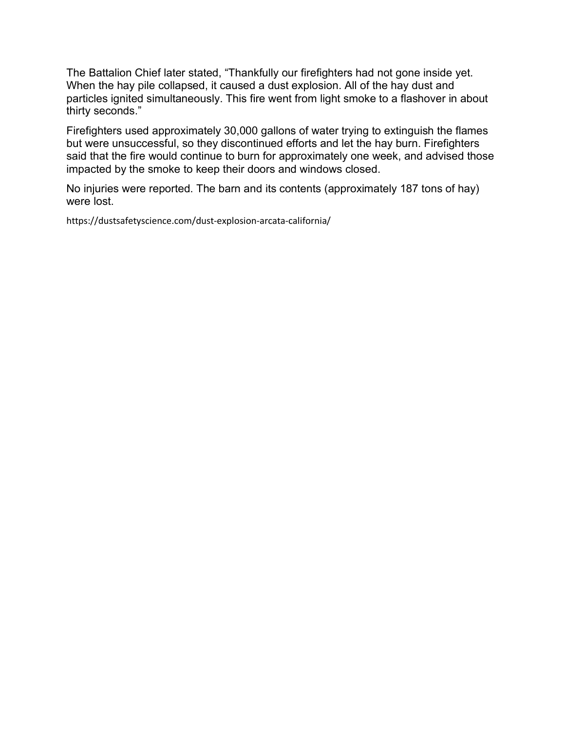The Battalion Chief later stated, “Thankfully our firefighters had not gone inside yet. When the hay pile collapsed, it caused a dust explosion. All of the hay dust and particles ignited simultaneously. This fire went from light smoke to a flashover in about thirty seconds.”

Firefighters used approximately 30,000 gallons of water trying to extinguish the flames but were unsuccessful, so they discontinued efforts and let the hay burn. Firefighters said that the fire would continue to burn for approximately one week, and advised those impacted by the smoke to keep their doors and windows closed.

No injuries were reported. The barn and its contents (approximately 187 tons of hay) were lost.

https://dustsafetyscience.com/dust-explosion-arcata-california/